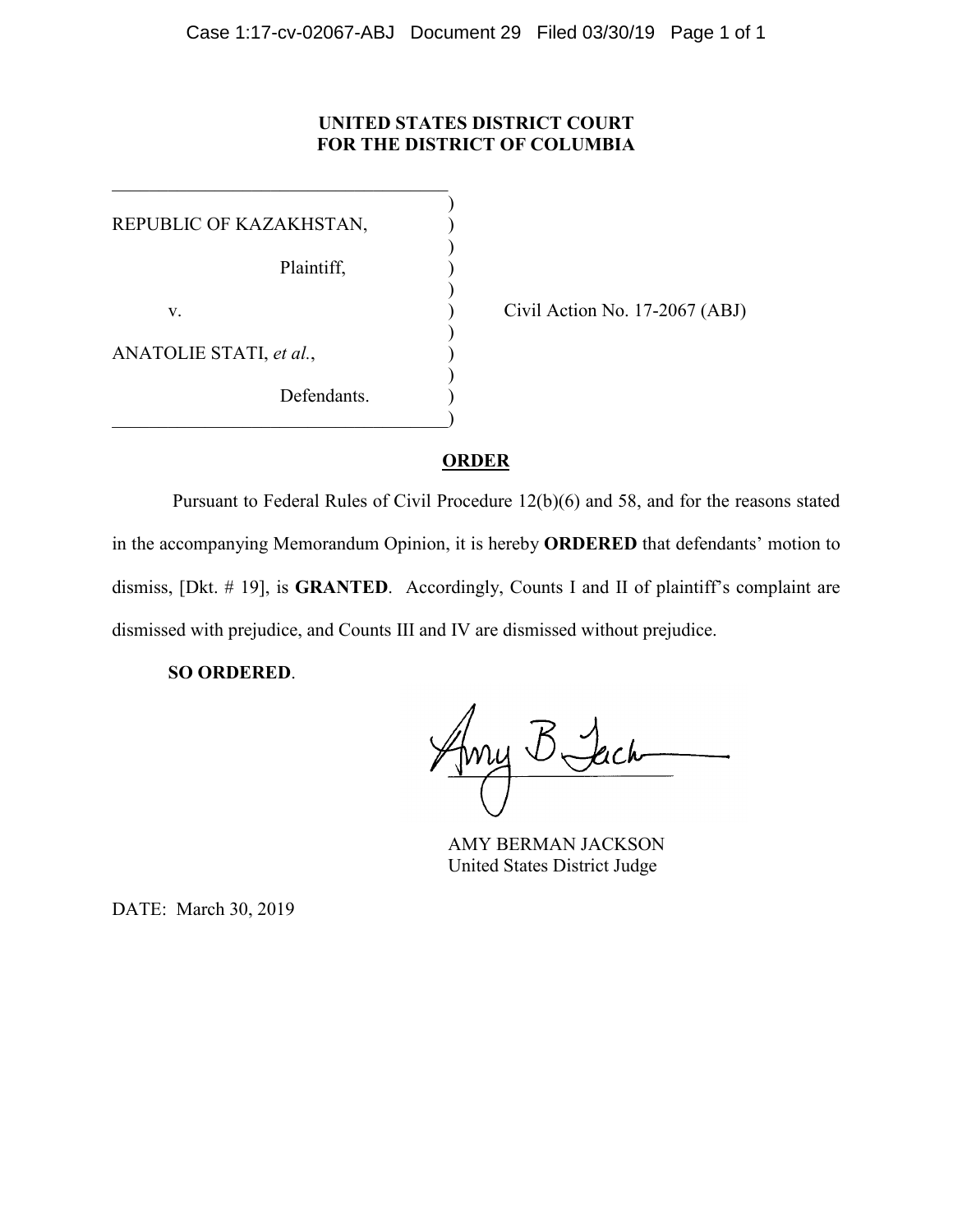**UNITED STATES DISTRICT COURT**
**FOR THE DISTRICT OF COLUMBIA**

REPUBLIC OF KAZAKHSTAN,

Plaintiff,

v.

ANATOLIE STATI, *et al.*,

Defendants.

Civil Action No. 17-2067 (ABJ)

## ORDER

Pursuant to Federal Rules of Civil Procedure 12(b)(6) and 58, and for the reasons stated in the accompanying Memorandum Opinion, it is hereby **ORDERED** that defendants' motion to dismiss, [Dkt. # 19], is **GRANTED**. Accordingly, Counts I and II of plaintiff's complaint are dismissed with prejudice, and Counts III and IV are dismissed without prejudice.

**SO ORDERED**.

AMY BERMAN JACKSON
United States District Judge

DATE: March 30, 2019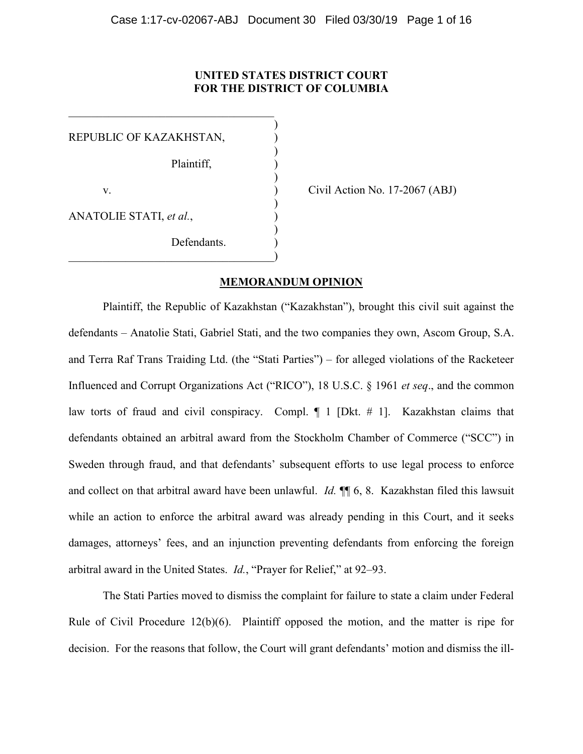**UNITED STATES DISTRICT COURT**
**FOR THE DISTRICT OF COLUMBIA**

| | | |
|---|---|---|
| REPUBLIC OF KAZAKHSTAN, | ) | |
| Plaintiff, | ) | |
| v. | ) | Civil Action No. 17-2067 (ABJ) |
| ANATOLIE STATI, *et al.*, | ) | |
| Defendants. | ) | |

## MEMORANDUM OPINION

Plaintiff, the Republic of Kazakhstan ("Kazakhstan"), brought this civil suit against the defendants – Anatolie Stati, Gabriel Stati, and the two companies they own, Ascom Group, S.A. and Terra Raf Trans Traiding Ltd. (the "Stati Parties") – for alleged violations of the Racketeer Influenced and Corrupt Organizations Act ("RICO"), 18 U.S.C. § 1961 *et seq*., and the common law torts of fraud and civil conspiracy. Compl. ¶ 1 [Dkt. # 1]. Kazakhstan claims that defendants obtained an arbitral award from the Stockholm Chamber of Commerce ("SCC") in Sweden through fraud, and that defendants' subsequent efforts to use legal process to enforce and collect on that arbitral award have been unlawful. *Id.* ¶¶ 6, 8. Kazakhstan filed this lawsuit while an action to enforce the arbitral award was already pending in this Court, and it seeks damages, attorneys' fees, and an injunction preventing defendants from enforcing the foreign arbitral award in the United States. *Id.*, "Prayer for Relief," at 92–93.

The Stati Parties moved to dismiss the complaint for failure to state a claim under Federal Rule of Civil Procedure 12(b)(6). Plaintiff opposed the motion, and the matter is ripe for decision. For the reasons that follow, the Court will grant defendants' motion and dismiss the ill-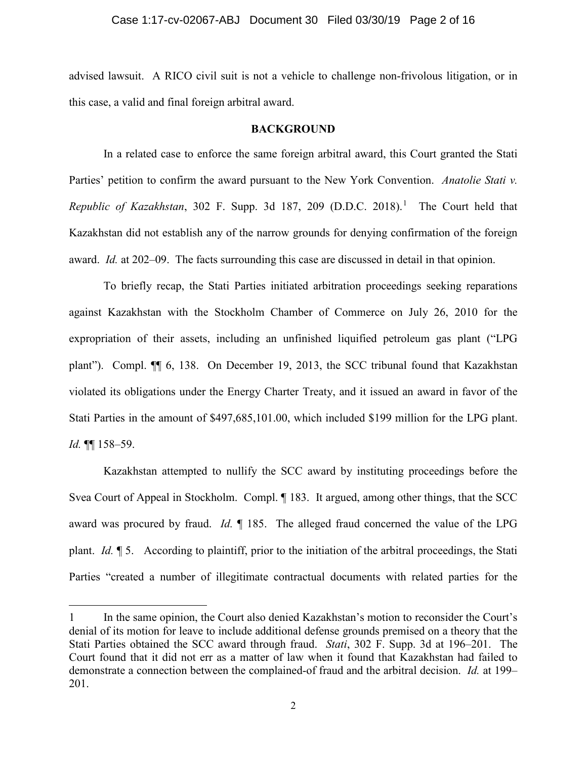advised lawsuit. A RICO civil suit is not a vehicle to challenge non-frivolous litigation, or in this case, a valid and final foreign arbitral award.

## BACKGROUND

In a related case to enforce the same foreign arbitral award, this Court granted the Stati Parties' petition to confirm the award pursuant to the New York Convention. *Anatolie Stati v. Republic of Kazakhstan*, 302 F. Supp. 3d 187, 209 (D.D.C. 2018).[1] The Court held that Kazakhstan did not establish any of the narrow grounds for denying confirmation of the foreign award. *Id.* at 202–09. The facts surrounding this case are discussed in detail in that opinion.

To briefly recap, the Stati Parties initiated arbitration proceedings seeking reparations against Kazakhstan with the Stockholm Chamber of Commerce on July 26, 2010 for the expropriation of their assets, including an unfinished liquified petroleum gas plant ("LPG plant"). Compl. ¶¶ 6, 138. On December 19, 2013, the SCC tribunal found that Kazakhstan violated its obligations under the Energy Charter Treaty, and it issued an award in favor of the Stati Parties in the amount of $497,685,101.00, which included $199 million for the LPG plant. *Id.* ¶¶ 158–59.

Kazakhstan attempted to nullify the SCC award by instituting proceedings before the Svea Court of Appeal in Stockholm. Compl. ¶ 183. It argued, among other things, that the SCC award was procured by fraud. *Id.* ¶ 185. The alleged fraud concerned the value of the LPG plant. *Id.* ¶ 5. According to plaintiff, prior to the initiation of the arbitral proceedings, the Stati Parties "created a number of illegitimate contractual documents with related parties for the

---

1 In the same opinion, the Court also denied Kazakhstan's motion to reconsider the Court's denial of its motion for leave to include additional defense grounds premised on a theory that the Stati Parties obtained the SCC award through fraud. *Stati*, 302 F. Supp. 3d at 196–201. The Court found that it did not err as a matter of law when it found that Kazakhstan had failed to demonstrate a connection between the complained-of fraud and the arbitral decision. *Id.* at 199–201.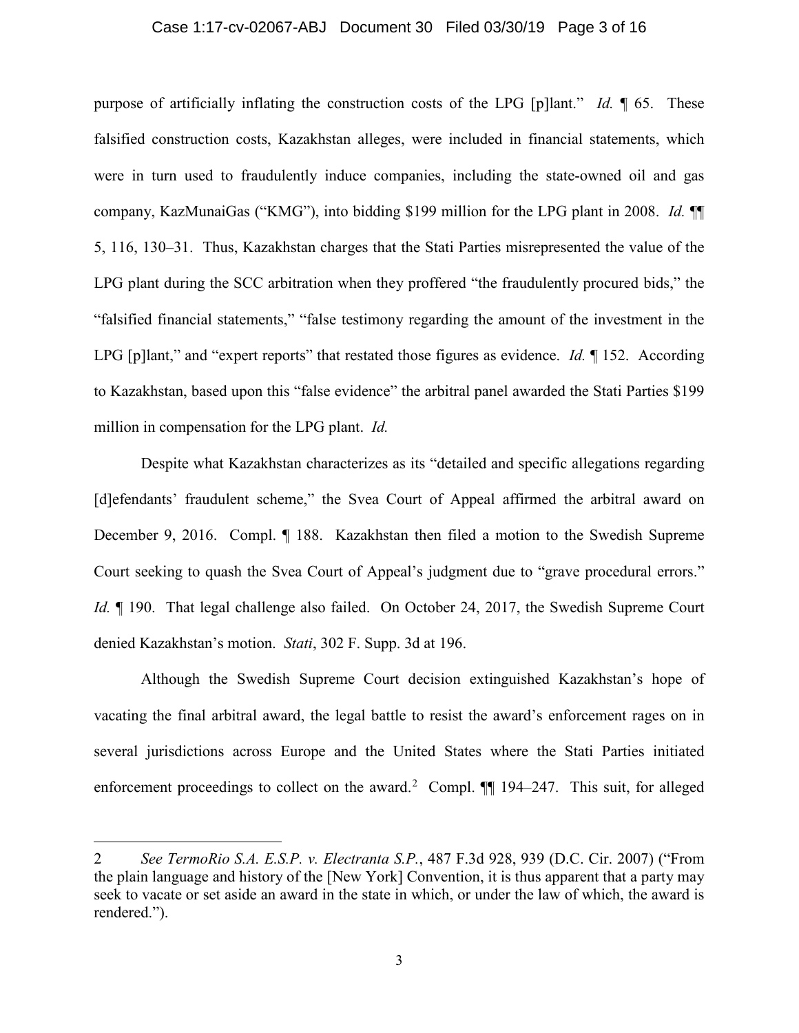purpose of artificially inflating the construction costs of the LPG [p]lant." *Id.* ¶ 65. These falsified construction costs, Kazakhstan alleges, were included in financial statements, which were in turn used to fraudulently induce companies, including the state-owned oil and gas company, KazMunaiGas ("KMG"), into bidding $199 million for the LPG plant in 2008. *Id.* ¶¶ 5, 116, 130–31. Thus, Kazakhstan charges that the Stati Parties misrepresented the value of the LPG plant during the SCC arbitration when they proffered "the fraudulently procured bids," the "falsified financial statements," "false testimony regarding the amount of the investment in the LPG [p]lant," and "expert reports" that restated those figures as evidence. *Id.* ¶ 152. According to Kazakhstan, based upon this "false evidence" the arbitral panel awarded the Stati Parties $199 million in compensation for the LPG plant. *Id.*

Despite what Kazakhstan characterizes as its "detailed and specific allegations regarding [d]efendants' fraudulent scheme," the Svea Court of Appeal affirmed the arbitral award on December 9, 2016. Compl. ¶ 188. Kazakhstan then filed a motion to the Swedish Supreme Court seeking to quash the Svea Court of Appeal's judgment due to "grave procedural errors." *Id.* ¶ 190. That legal challenge also failed. On October 24, 2017, the Swedish Supreme Court denied Kazakhstan's motion. *Stati*, 302 F. Supp. 3d at 196.

Although the Swedish Supreme Court decision extinguished Kazakhstan's hope of vacating the final arbitral award, the legal battle to resist the award's enforcement rages on in several jurisdictions across Europe and the United States where the Stati Parties initiated enforcement proceedings to collect on the award.[2] Compl. ¶¶ 194–247. This suit, for alleged

---

2 *See TermoRio S.A. E.S.P. v. Electranta S.P.*, 487 F.3d 928, 939 (D.C. Cir. 2007) ("From the plain language and history of the [New York] Convention, it is thus apparent that a party may seek to vacate or set aside an award in the state in which, or under the law of which, the award is rendered.").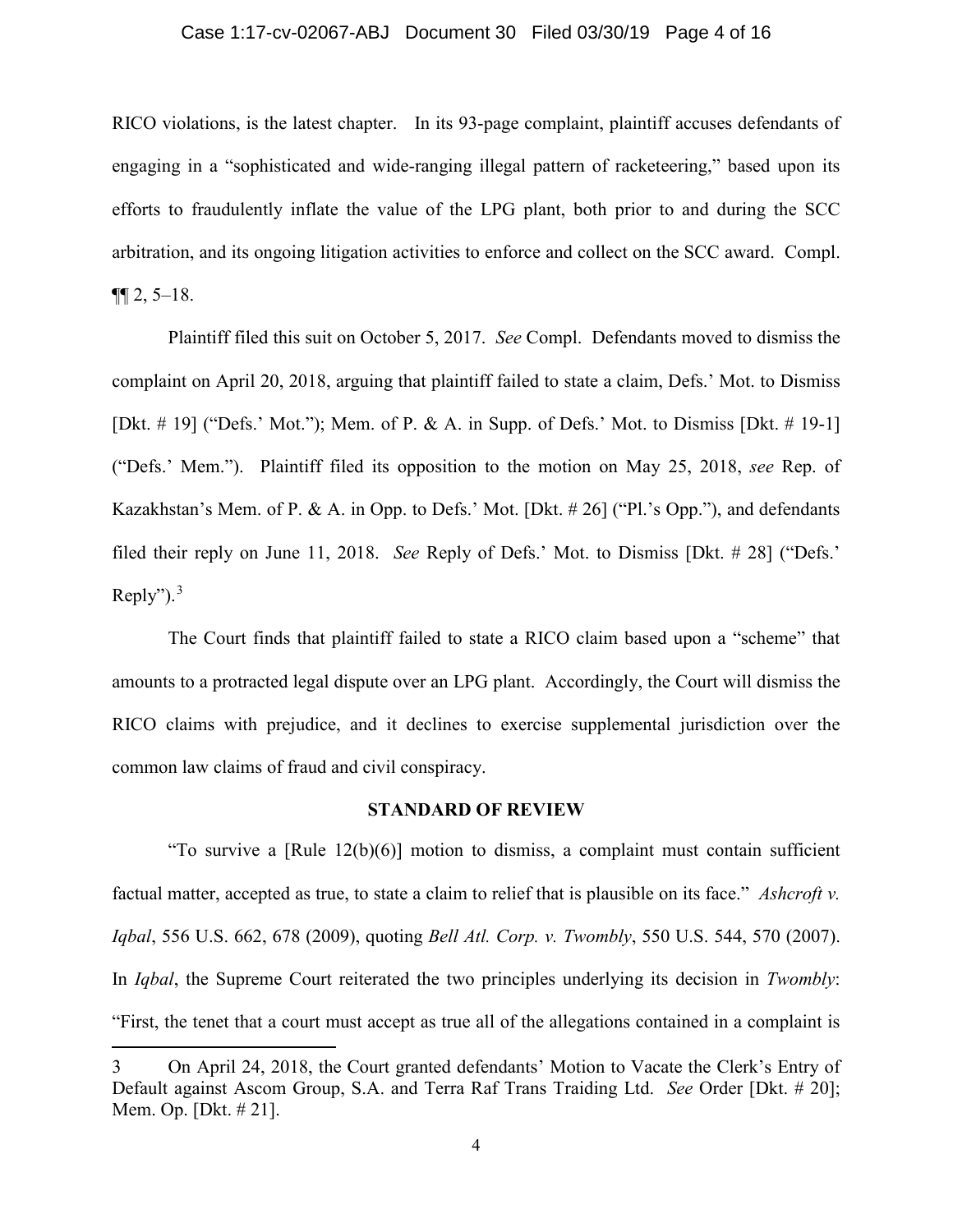RICO violations, is the latest chapter. In its 93-page complaint, plaintiff accuses defendants of engaging in a "sophisticated and wide-ranging illegal pattern of racketeering," based upon its efforts to fraudulently inflate the value of the LPG plant, both prior to and during the SCC arbitration, and its ongoing litigation activities to enforce and collect on the SCC award. Compl. ¶¶ 2, 5–18.

Plaintiff filed this suit on October 5, 2017. *See* Compl. Defendants moved to dismiss the complaint on April 20, 2018, arguing that plaintiff failed to state a claim, Defs.' Mot. to Dismiss [Dkt. # 19] ("Defs.' Mot."); Mem. of P. & A. in Supp. of Defs.' Mot. to Dismiss [Dkt. # 19-1] ("Defs.' Mem."). Plaintiff filed its opposition to the motion on May 25, 2018, *see* Rep. of Kazakhstan's Mem. of P. & A. in Opp. to Defs.' Mot. [Dkt. # 26] ("Pl.'s Opp."), and defendants filed their reply on June 11, 2018. *See* Reply of Defs.' Mot. to Dismiss [Dkt. # 28] ("Defs.' Reply").[3]

The Court finds that plaintiff failed to state a RICO claim based upon a "scheme" that amounts to a protracted legal dispute over an LPG plant. Accordingly, the Court will dismiss the RICO claims with prejudice, and it declines to exercise supplemental jurisdiction over the common law claims of fraud and civil conspiracy.

## STANDARD OF REVIEW

"To survive a [Rule 12(b)(6)] motion to dismiss, a complaint must contain sufficient factual matter, accepted as true, to state a claim to relief that is plausible on its face." *Ashcroft v. Iqbal*, 556 U.S. 662, 678 (2009), quoting *Bell Atl. Corp. v. Twombly*, 550 U.S. 544, 570 (2007). In *Iqbal*, the Supreme Court reiterated the two principles underlying its decision in *Twombly*: "First, the tenet that a court must accept as true all of the allegations contained in a complaint is

---

3 On April 24, 2018, the Court granted defendants' Motion to Vacate the Clerk's Entry of Default against Ascom Group, S.A. and Terra Raf Trans Traiding Ltd. *See* Order [Dkt. # 20]; Mem. Op. [Dkt. # 21].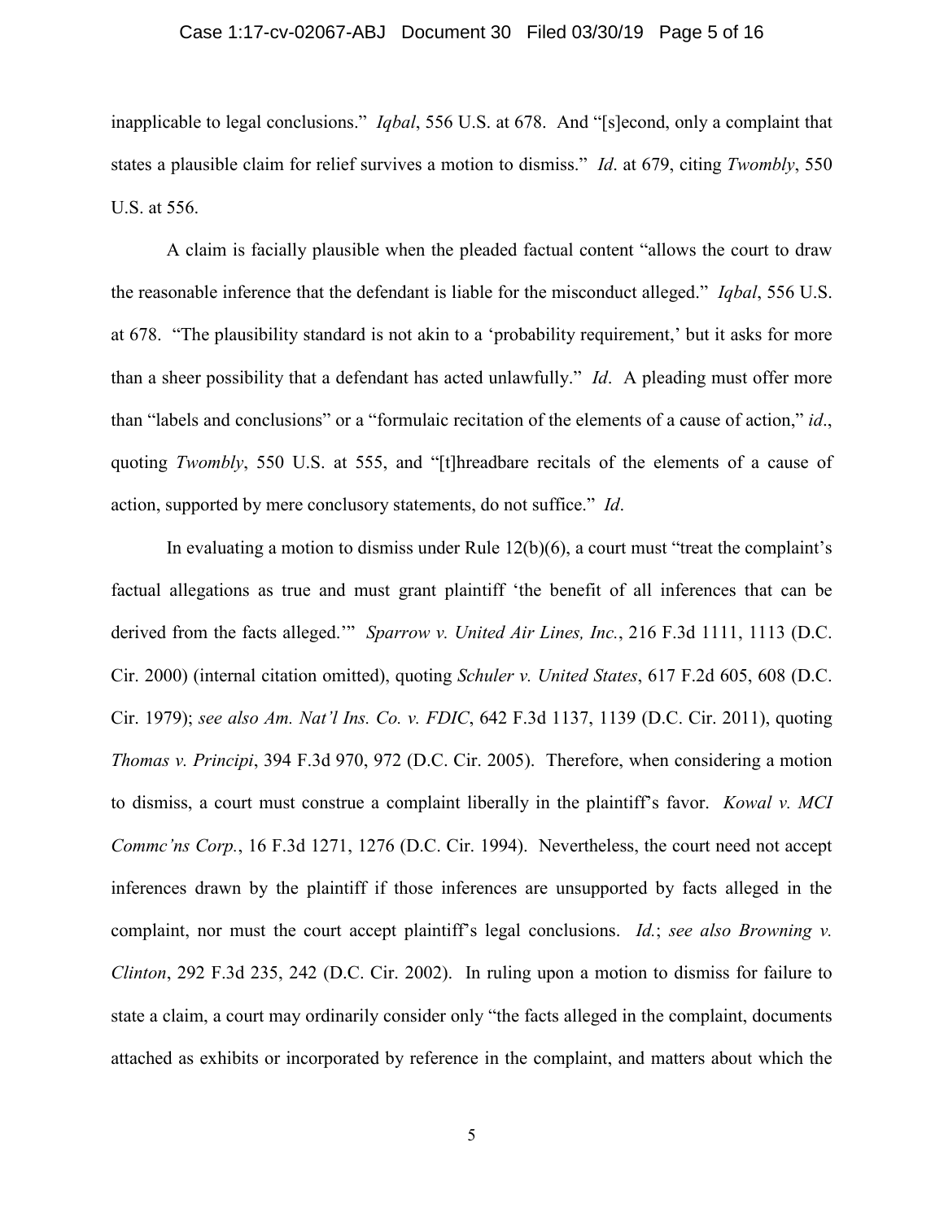inapplicable to legal conclusions." *Iqbal*, 556 U.S. at 678. And "[s]econd, only a complaint that states a plausible claim for relief survives a motion to dismiss." *Id*. at 679, citing *Twombly*, 550 U.S. at 556.

A claim is facially plausible when the pleaded factual content "allows the court to draw the reasonable inference that the defendant is liable for the misconduct alleged." *Iqbal*, 556 U.S. at 678. "The plausibility standard is not akin to a 'probability requirement,' but it asks for more than a sheer possibility that a defendant has acted unlawfully." *Id*. A pleading must offer more than "labels and conclusions" or a "formulaic recitation of the elements of a cause of action," *id*., quoting *Twombly*, 550 U.S. at 555, and "[t]hreadbare recitals of the elements of a cause of action, supported by mere conclusory statements, do not suffice." *Id*.

In evaluating a motion to dismiss under Rule 12(b)(6), a court must "treat the complaint's factual allegations as true and must grant plaintiff 'the benefit of all inferences that can be derived from the facts alleged.'" *Sparrow v. United Air Lines, Inc.*, 216 F.3d 1111, 1113 (D.C. Cir. 2000) (internal citation omitted), quoting *Schuler v. United States*, 617 F.2d 605, 608 (D.C. Cir. 1979); *see also Am. Nat'l Ins. Co. v. FDIC*, 642 F.3d 1137, 1139 (D.C. Cir. 2011), quoting *Thomas v. Principi*, 394 F.3d 970, 972 (D.C. Cir. 2005). Therefore, when considering a motion to dismiss, a court must construe a complaint liberally in the plaintiff's favor. *Kowal v. MCI Commc'ns Corp.*, 16 F.3d 1271, 1276 (D.C. Cir. 1994). Nevertheless, the court need not accept inferences drawn by the plaintiff if those inferences are unsupported by facts alleged in the complaint, nor must the court accept plaintiff's legal conclusions. *Id.*; *see also Browning v. Clinton*, 292 F.3d 235, 242 (D.C. Cir. 2002). In ruling upon a motion to dismiss for failure to state a claim, a court may ordinarily consider only "the facts alleged in the complaint, documents attached as exhibits or incorporated by reference in the complaint, and matters about which the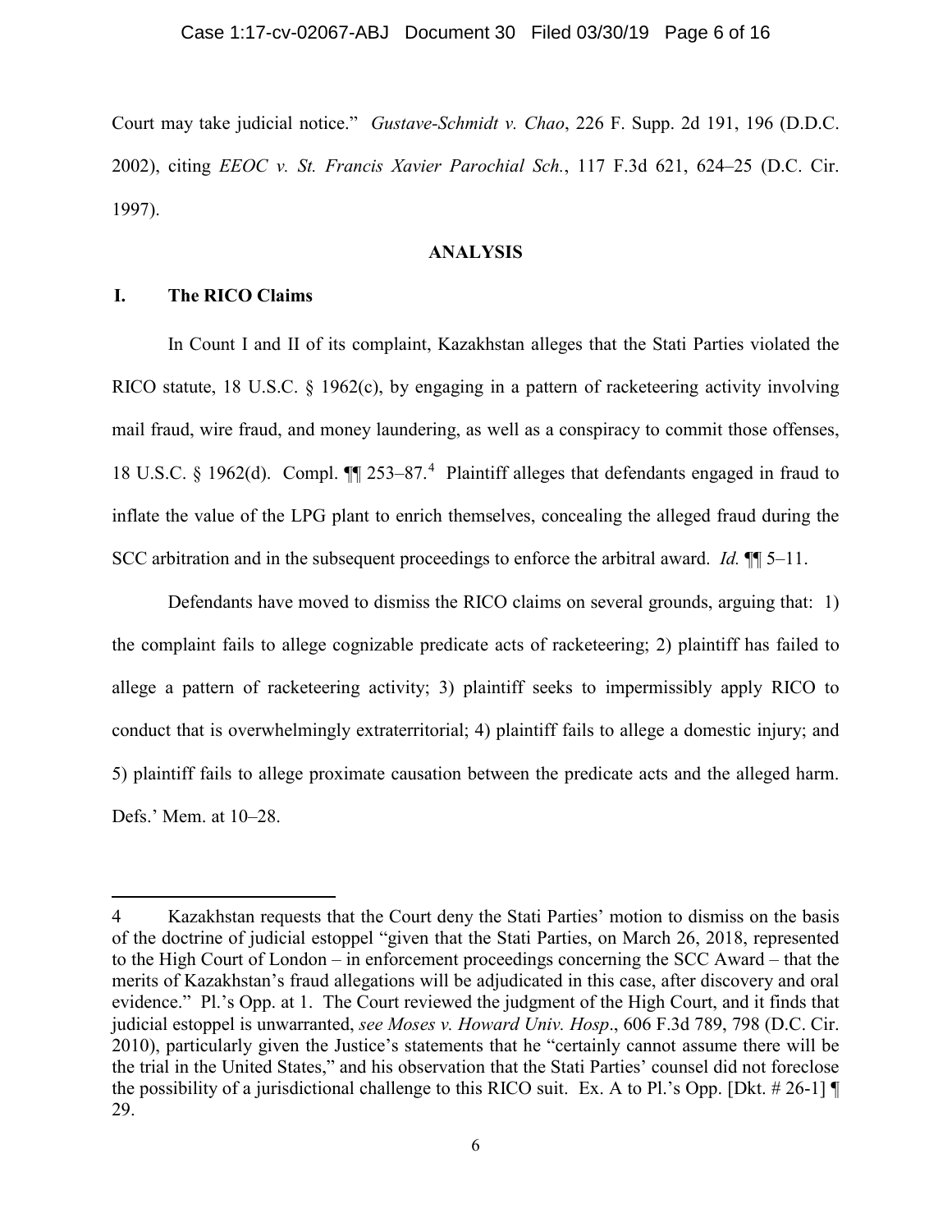Court may take judicial notice." *Gustave-Schmidt v. Chao*, 226 F. Supp. 2d 191, 196 (D.D.C. 2002), citing *EEOC v. St. Francis Xavier Parochial Sch.*, 117 F.3d 621, 624–25 (D.C. Cir. 1997).

## ANALYSIS

### I. The RICO Claims

In Count I and II of its complaint, Kazakhstan alleges that the Stati Parties violated the RICO statute, 18 U.S.C. § 1962(c), by engaging in a pattern of racketeering activity involving mail fraud, wire fraud, and money laundering, as well as a conspiracy to commit those offenses, 18 U.S.C. § 1962(d). Compl. ¶¶ 253–87.[4] Plaintiff alleges that defendants engaged in fraud to inflate the value of the LPG plant to enrich themselves, concealing the alleged fraud during the SCC arbitration and in the subsequent proceedings to enforce the arbitral award. *Id.* ¶¶ 5–11.

Defendants have moved to dismiss the RICO claims on several grounds, arguing that: 1) the complaint fails to allege cognizable predicate acts of racketeering; 2) plaintiff has failed to allege a pattern of racketeering activity; 3) plaintiff seeks to impermissibly apply RICO to conduct that is overwhelmingly extraterritorial; 4) plaintiff fails to allege a domestic injury; and 5) plaintiff fails to allege proximate causation between the predicate acts and the alleged harm. Defs.' Mem. at 10–28.

---

4 Kazakhstan requests that the Court deny the Stati Parties' motion to dismiss on the basis of the doctrine of judicial estoppel "given that the Stati Parties, on March 26, 2018, represented to the High Court of London – in enforcement proceedings concerning the SCC Award – that the merits of Kazakhstan's fraud allegations will be adjudicated in this case, after discovery and oral evidence." Pl.'s Opp. at 1. The Court reviewed the judgment of the High Court, and it finds that judicial estoppel is unwarranted, *see Moses v. Howard Univ. Hosp*., 606 F.3d 789, 798 (D.C. Cir. 2010), particularly given the Justice's statements that he "certainly cannot assume there will be the trial in the United States," and his observation that the Stati Parties' counsel did not foreclose the possibility of a jurisdictional challenge to this RICO suit. Ex. A to Pl.'s Opp. [Dkt. # 26-1] ¶ 29.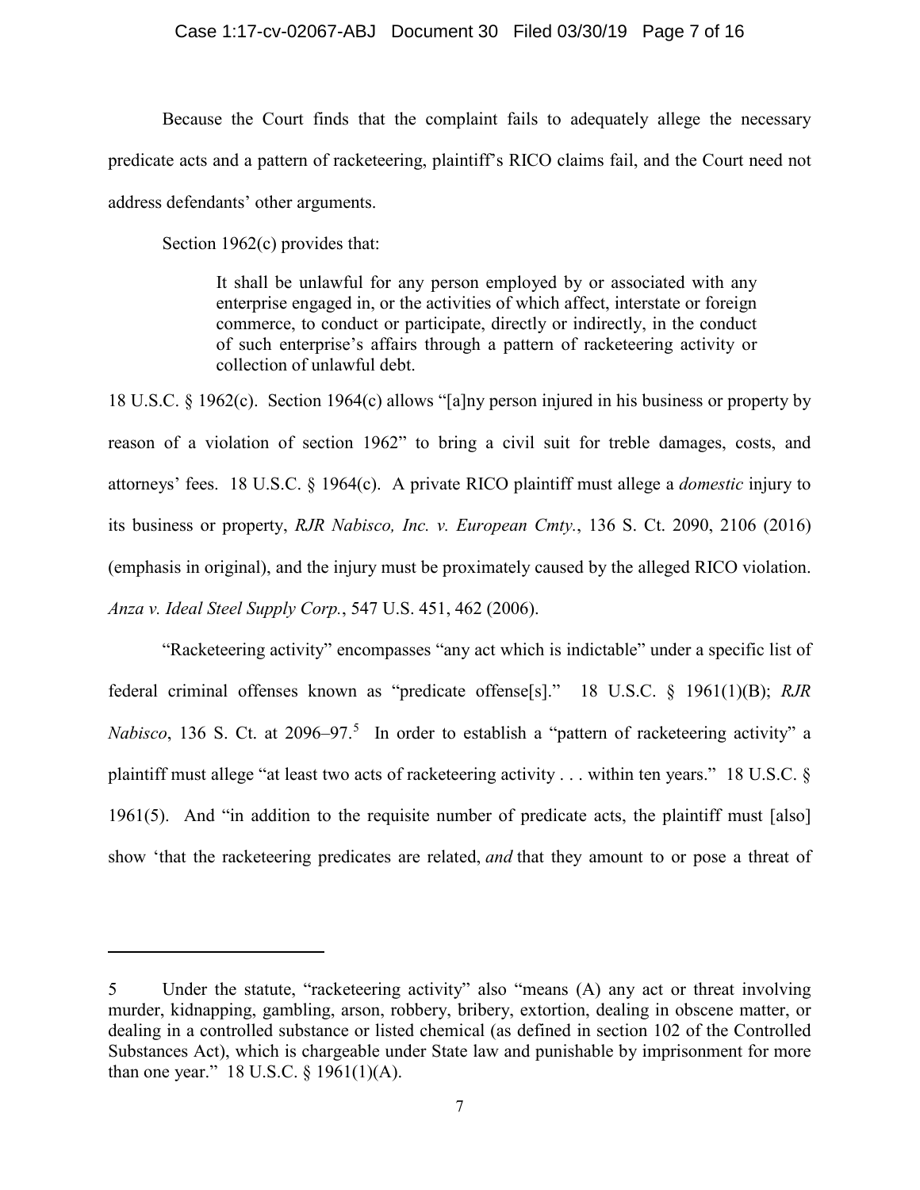Because the Court finds that the complaint fails to adequately allege the necessary predicate acts and a pattern of racketeering, plaintiff's RICO claims fail, and the Court need not address defendants' other arguments.

Section 1962(c) provides that:

> It shall be unlawful for any person employed by or associated with any enterprise engaged in, or the activities of which affect, interstate or foreign commerce, to conduct or participate, directly or indirectly, in the conduct of such enterprise's affairs through a pattern of racketeering activity or collection of unlawful debt.

18 U.S.C. § 1962(c). Section 1964(c) allows "[a]ny person injured in his business or property by reason of a violation of section 1962" to bring a civil suit for treble damages, costs, and attorneys' fees. 18 U.S.C. § 1964(c). A private RICO plaintiff must allege a *domestic* injury to its business or property, *RJR Nabisco, Inc. v. European Cmty.*, 136 S. Ct. 2090, 2106 (2016) (emphasis in original), and the injury must be proximately caused by the alleged RICO violation. *Anza v. Ideal Steel Supply Corp.*, 547 U.S. 451, 462 (2006).

"Racketeering activity" encompasses "any act which is indictable" under a specific list of federal criminal offenses known as "predicate offense[s]." 18 U.S.C. § 1961(1)(B); *RJR Nabisco*, 136 S. Ct. at 2096–97.[5] In order to establish a "pattern of racketeering activity" a plaintiff must allege "at least two acts of racketeering activity . . . within ten years." 18 U.S.C. § 1961(5). And "in addition to the requisite number of predicate acts, the plaintiff must [also] show 'that the racketeering predicates are related, *and* that they amount to or pose a threat of

---

5 Under the statute, "racketeering activity" also "means (A) any act or threat involving murder, kidnapping, gambling, arson, robbery, bribery, extortion, dealing in obscene matter, or dealing in a controlled substance or listed chemical (as defined in section 102 of the Controlled Substances Act), which is chargeable under State law and punishable by imprisonment for more than one year." 18 U.S.C. § 1961(1)(A).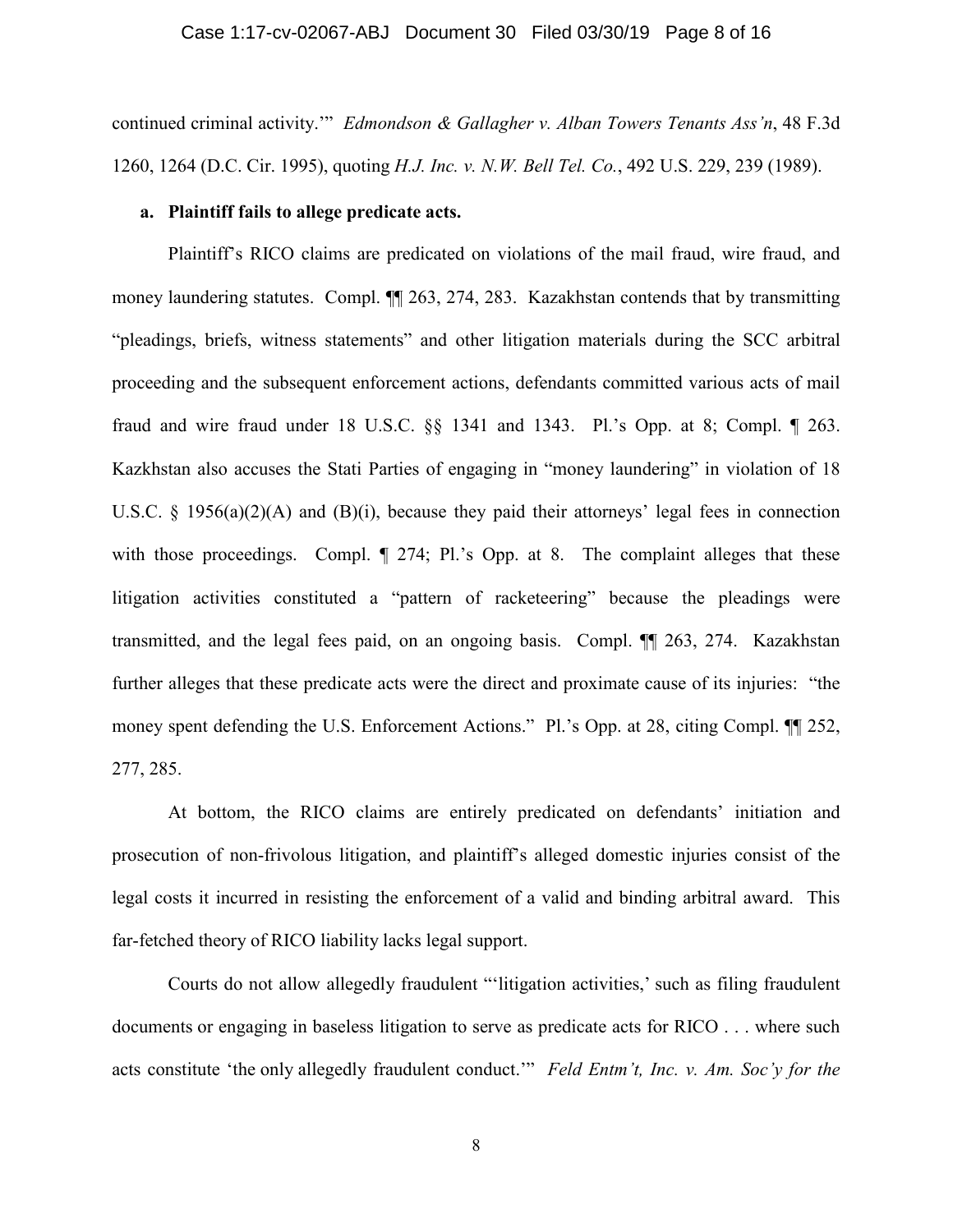continued criminal activity.'" *Edmondson & Gallagher v. Alban Towers Tenants Ass'n*, 48 F.3d 1260, 1264 (D.C. Cir. 1995), quoting *H.J. Inc. v. N.W. Bell Tel. Co.*, 492 U.S. 229, 239 (1989).

**a. Plaintiff fails to allege predicate acts.**

Plaintiff's RICO claims are predicated on violations of the mail fraud, wire fraud, and money laundering statutes. Compl. ¶¶ 263, 274, 283. Kazakhstan contends that by transmitting "pleadings, briefs, witness statements" and other litigation materials during the SCC arbitral proceeding and the subsequent enforcement actions, defendants committed various acts of mail fraud and wire fraud under 18 U.S.C. §§ 1341 and 1343. Pl.'s Opp. at 8; Compl. ¶ 263. Kazkhstan also accuses the Stati Parties of engaging in "money laundering" in violation of 18 U.S.C. § 1956(a)(2)(A) and (B)(i), because they paid their attorneys' legal fees in connection with those proceedings. Compl. ¶ 274; Pl.'s Opp. at 8. The complaint alleges that these litigation activities constituted a "pattern of racketeering" because the pleadings were transmitted, and the legal fees paid, on an ongoing basis. Compl. ¶¶ 263, 274. Kazakhstan further alleges that these predicate acts were the direct and proximate cause of its injuries: "the money spent defending the U.S. Enforcement Actions." Pl.'s Opp. at 28, citing Compl. ¶¶ 252, 277, 285.

At bottom, the RICO claims are entirely predicated on defendants' initiation and prosecution of non-frivolous litigation, and plaintiff's alleged domestic injuries consist of the legal costs it incurred in resisting the enforcement of a valid and binding arbitral award. This far-fetched theory of RICO liability lacks legal support.

Courts do not allow allegedly fraudulent "'litigation activities,' such as filing fraudulent documents or engaging in baseless litigation to serve as predicate acts for RICO . . . where such acts constitute 'the only allegedly fraudulent conduct.'" *Feld Entm't, Inc. v. Am. Soc'y for the*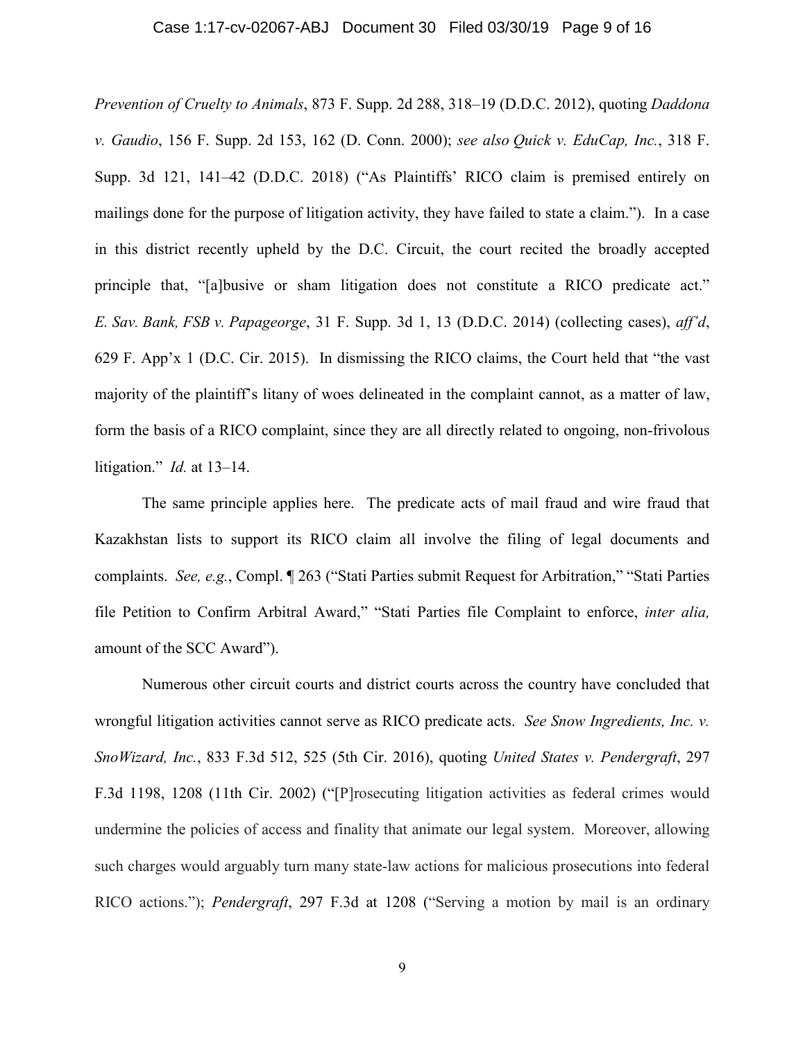*Prevention of Cruelty to Animals*, 873 F. Supp. 2d 288, 318–19 (D.D.C. 2012), quoting *Daddona v. Gaudio*, 156 F. Supp. 2d 153, 162 (D. Conn. 2000); *see also Quick v. EduCap, Inc.*, 318 F. Supp. 3d 121, 141–42 (D.D.C. 2018) ("As Plaintiffs' RICO claim is premised entirely on mailings done for the purpose of litigation activity, they have failed to state a claim."). In a case in this district recently upheld by the D.C. Circuit, the court recited the broadly accepted principle that, "[a]busive or sham litigation does not constitute a RICO predicate act." *E. Sav. Bank, FSB v. Papageorge*, 31 F. Supp. 3d 1, 13 (D.D.C. 2014) (collecting cases), *aff'd*, 629 F. App'x 1 (D.C. Cir. 2015). In dismissing the RICO claims, the Court held that "the vast majority of the plaintiff's litany of woes delineated in the complaint cannot, as a matter of law, form the basis of a RICO complaint, since they are all directly related to ongoing, non-frivolous litigation." *Id.* at 13–14.

The same principle applies here. The predicate acts of mail fraud and wire fraud that Kazakhstan lists to support its RICO claim all involve the filing of legal documents and complaints. *See, e.g.*, Compl. ¶ 263 ("Stati Parties submit Request for Arbitration," "Stati Parties file Petition to Confirm Arbitral Award," "Stati Parties file Complaint to enforce, *inter alia,* amount of the SCC Award").

Numerous other circuit courts and district courts across the country have concluded that wrongful litigation activities cannot serve as RICO predicate acts. *See Snow Ingredients, Inc. v. SnoWizard, Inc.*, 833 F.3d 512, 525 (5th Cir. 2016), quoting *United States v. Pendergraft*, 297 F.3d 1198, 1208 (11th Cir. 2002) ("[P]rosecuting litigation activities as federal crimes would undermine the policies of access and finality that animate our legal system. Moreover, allowing such charges would arguably turn many state-law actions for malicious prosecutions into federal RICO actions."); *Pendergraft*, 297 F.3d at 1208 ("Serving a motion by mail is an ordinary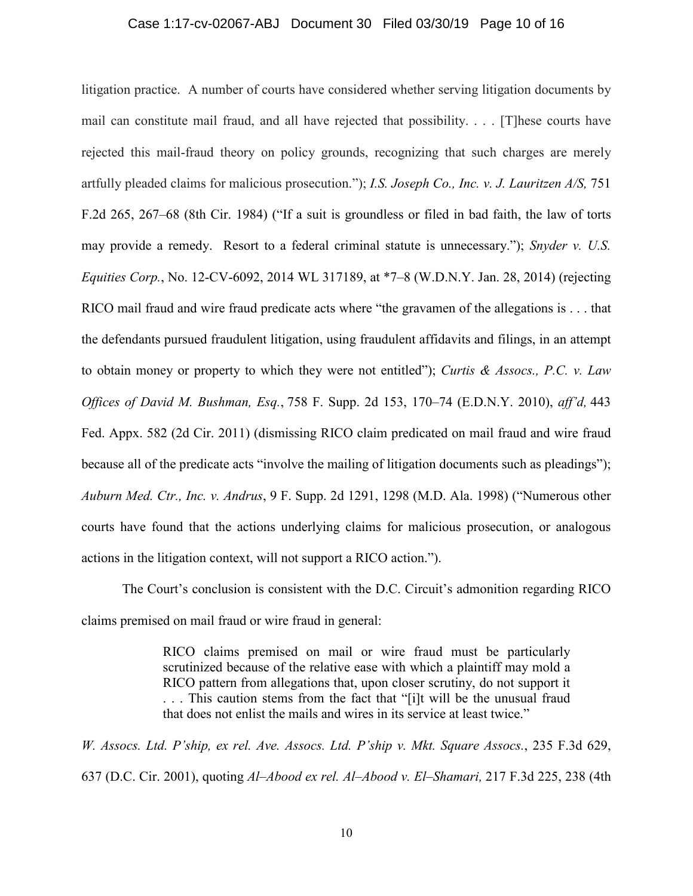litigation practice. A number of courts have considered whether serving litigation documents by mail can constitute mail fraud, and all have rejected that possibility. . . . [T]hese courts have rejected this mail-fraud theory on policy grounds, recognizing that such charges are merely artfully pleaded claims for malicious prosecution."); *I.S. Joseph Co., Inc. v. J. Lauritzen A/S,* 751 F.2d 265, 267–68 (8th Cir. 1984) ("If a suit is groundless or filed in bad faith, the law of torts may provide a remedy. Resort to a federal criminal statute is unnecessary."); *Snyder v. U.S. Equities Corp.*, No. 12-CV-6092, 2014 WL 317189, at *7–8 (W.D.N.Y. Jan. 28, 2014) (rejecting RICO mail fraud and wire fraud predicate acts where "the gravamen of the allegations is . . . that the defendants pursued fraudulent litigation, using fraudulent affidavits and filings, in an attempt to obtain money or property to which they were not entitled"); *Curtis & Assocs., P.C. v. Law Offices of David M. Bushman, Esq.*, 758 F. Supp. 2d 153, 170–74 (E.D.N.Y. 2010), *aff'd,* 443 Fed. Appx. 582 (2d Cir. 2011) (dismissing RICO claim predicated on mail fraud and wire fraud because all of the predicate acts "involve the mailing of litigation documents such as pleadings"); *Auburn Med. Ctr., Inc. v. Andrus*, 9 F. Supp. 2d 1291, 1298 (M.D. Ala. 1998) ("Numerous other courts have found that the actions underlying claims for malicious prosecution, or analogous actions in the litigation context, will not support a RICO action.").

The Court's conclusion is consistent with the D.C. Circuit's admonition regarding RICO claims premised on mail fraud or wire fraud in general:

> RICO claims premised on mail or wire fraud must be particularly scrutinized because of the relative ease with which a plaintiff may mold a RICO pattern from allegations that, upon closer scrutiny, do not support it . . . This caution stems from the fact that "[i]t will be the unusual fraud that does not enlist the mails and wires in its service at least twice."

*W. Assocs. Ltd. P'ship, ex rel. Ave. Assocs. Ltd. P'ship v. Mkt. Square Assocs.*, 235 F.3d 629, 637 (D.C. Cir. 2001), quoting *Al–Abood ex rel. Al–Abood v. El–Shamari,* 217 F.3d 225, 238 (4th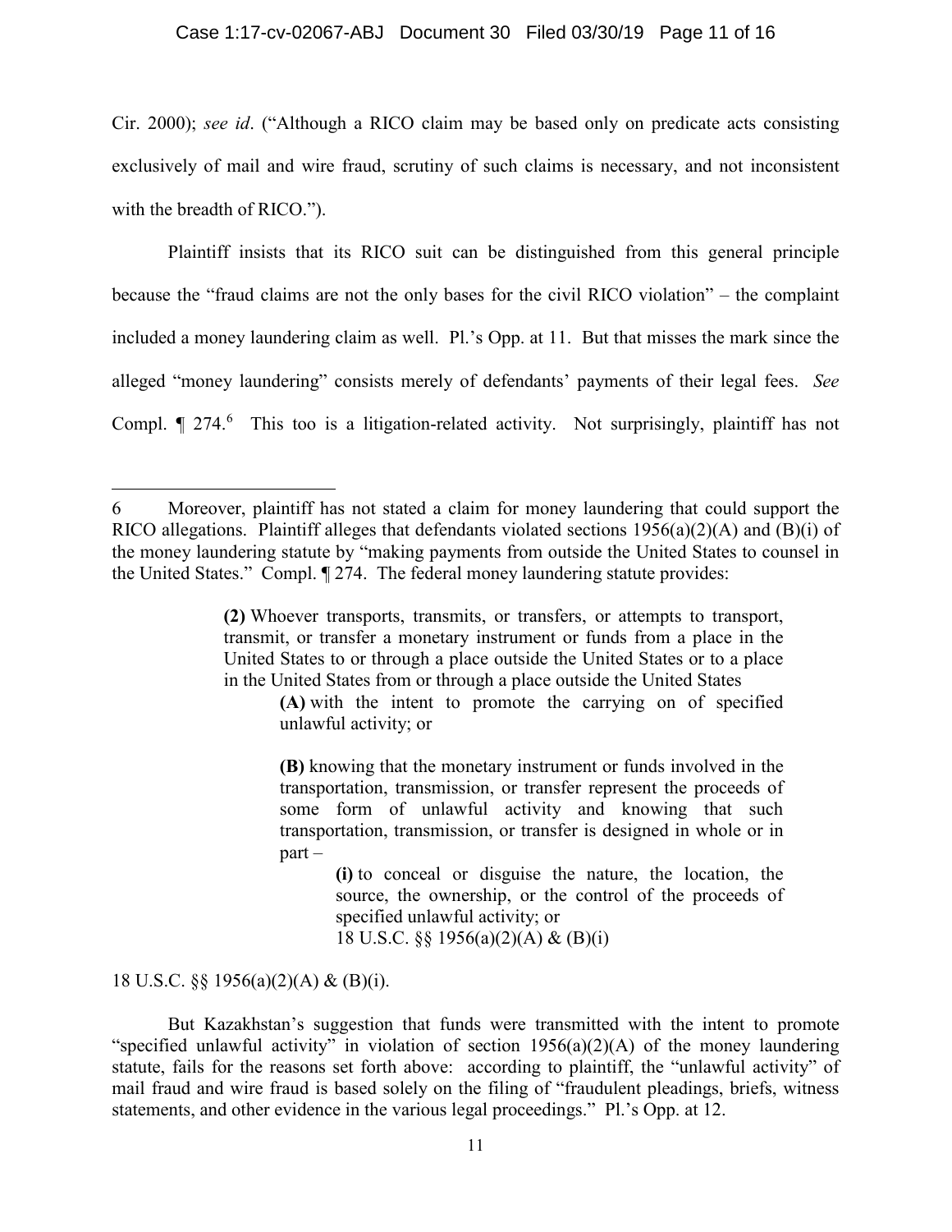Cir. 2000); *see id*. ("Although a RICO claim may be based only on predicate acts consisting exclusively of mail and wire fraud, scrutiny of such claims is necessary, and not inconsistent with the breadth of RICO.").

Plaintiff insists that its RICO suit can be distinguished from this general principle because the "fraud claims are not the only bases for the civil RICO violation" – the complaint included a money laundering claim as well. Pl.'s Opp. at 11. But that misses the mark since the alleged "money laundering" consists merely of defendants' payments of their legal fees. *See* Compl. ¶ 274.[6] This too is a litigation-related activity. Not surprisingly, plaintiff has not

---

6 Moreover, plaintiff has not stated a claim for money laundering that could support the RICO allegations. Plaintiff alleges that defendants violated sections 1956(a)(2)(A) and (B)(i) of the money laundering statute by "making payments from outside the United States to counsel in the United States." Compl. ¶ 274. The federal money laundering statute provides:

> **(2)** Whoever transports, transmits, or transfers, or attempts to transport, transmit, or transfer a monetary instrument or funds from a place in the United States to or through a place outside the United States or to a place in the United States from or through a place outside the United States
>
> > **(A)** with the intent to promote the carrying on of specified unlawful activity; or
> >
> > **(B)** knowing that the monetary instrument or funds involved in the transportation, transmission, or transfer represent the proceeds of some form of unlawful activity and knowing that such transportation, transmission, or transfer is designed in whole or in part –
> >
> > > **(i)** to conceal or disguise the nature, the location, the source, the ownership, or the control of the proceeds of specified unlawful activity; or
> > > 18 U.S.C. §§ 1956(a)(2)(A) & (B)(i)

18 U.S.C. §§ 1956(a)(2)(A) & (B)(i).

But Kazakhstan's suggestion that funds were transmitted with the intent to promote "specified unlawful activity" in violation of section 1956(a)(2)(A) of the money laundering statute, fails for the reasons set forth above: according to plaintiff, the "unlawful activity" of mail fraud and wire fraud is based solely on the filing of "fraudulent pleadings, briefs, witness statements, and other evidence in the various legal proceedings." Pl.'s Opp. at 12.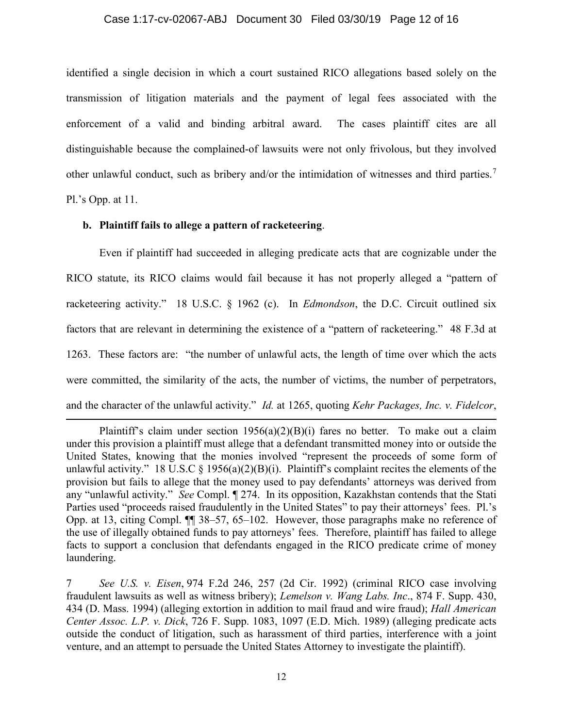identified a single decision in which a court sustained RICO allegations based solely on the transmission of litigation materials and the payment of legal fees associated with the enforcement of a valid and binding arbitral award. The cases plaintiff cites are all distinguishable because the complained-of lawsuits were not only frivolous, but they involved other unlawful conduct, such as bribery and/or the intimidation of witnesses and third parties.[7] Pl.'s Opp. at 11.

**b. Plaintiff fails to allege a pattern of racketeering**.

Even if plaintiff had succeeded in alleging predicate acts that are cognizable under the RICO statute, its RICO claims would fail because it has not properly alleged a "pattern of racketeering activity." 18 U.S.C. § 1962 (c). In *Edmondson*, the D.C. Circuit outlined six factors that are relevant in determining the existence of a "pattern of racketeering." 48 F.3d at 1263. These factors are: "the number of unlawful acts, the length of time over which the acts were committed, the similarity of the acts, the number of victims, the number of perpetrators, and the character of the unlawful activity." *Id.* at 1265, quoting *Kehr Packages, Inc. v. Fidelcor*,

---

Plaintiff's claim under section 1956(a)(2)(B)(i) fares no better. To make out a claim under this provision a plaintiff must allege that a defendant transmitted money into or outside the United States, knowing that the monies involved "represent the proceeds of some form of unlawful activity." 18 U.S.C § 1956(a)(2)(B)(i). Plaintiff's complaint recites the elements of the provision but fails to allege that the money used to pay defendants' attorneys was derived from any "unlawful activity." *See* Compl. ¶ 274. In its opposition, Kazakhstan contends that the Stati Parties used "proceeds raised fraudulently in the United States" to pay their attorneys' fees. Pl.'s Opp. at 13, citing Compl. ¶¶ 38–57, 65–102. However, those paragraphs make no reference of the use of illegally obtained funds to pay attorneys' fees. Therefore, plaintiff has failed to allege facts to support a conclusion that defendants engaged in the RICO predicate crime of money laundering.

7 *See U.S. v. Eisen*, 974 F.2d 246, 257 (2d Cir. 1992) (criminal RICO case involving fraudulent lawsuits as well as witness bribery); *Lemelson v. Wang Labs. Inc*., 874 F. Supp. 430, 434 (D. Mass. 1994) (alleging extortion in addition to mail fraud and wire fraud); *Hall American Center Assoc. L.P. v. Dick*, 726 F. Supp. 1083, 1097 (E.D. Mich. 1989) (alleging predicate acts outside the conduct of litigation, such as harassment of third parties, interference with a joint venture, and an attempt to persuade the United States Attorney to investigate the plaintiff).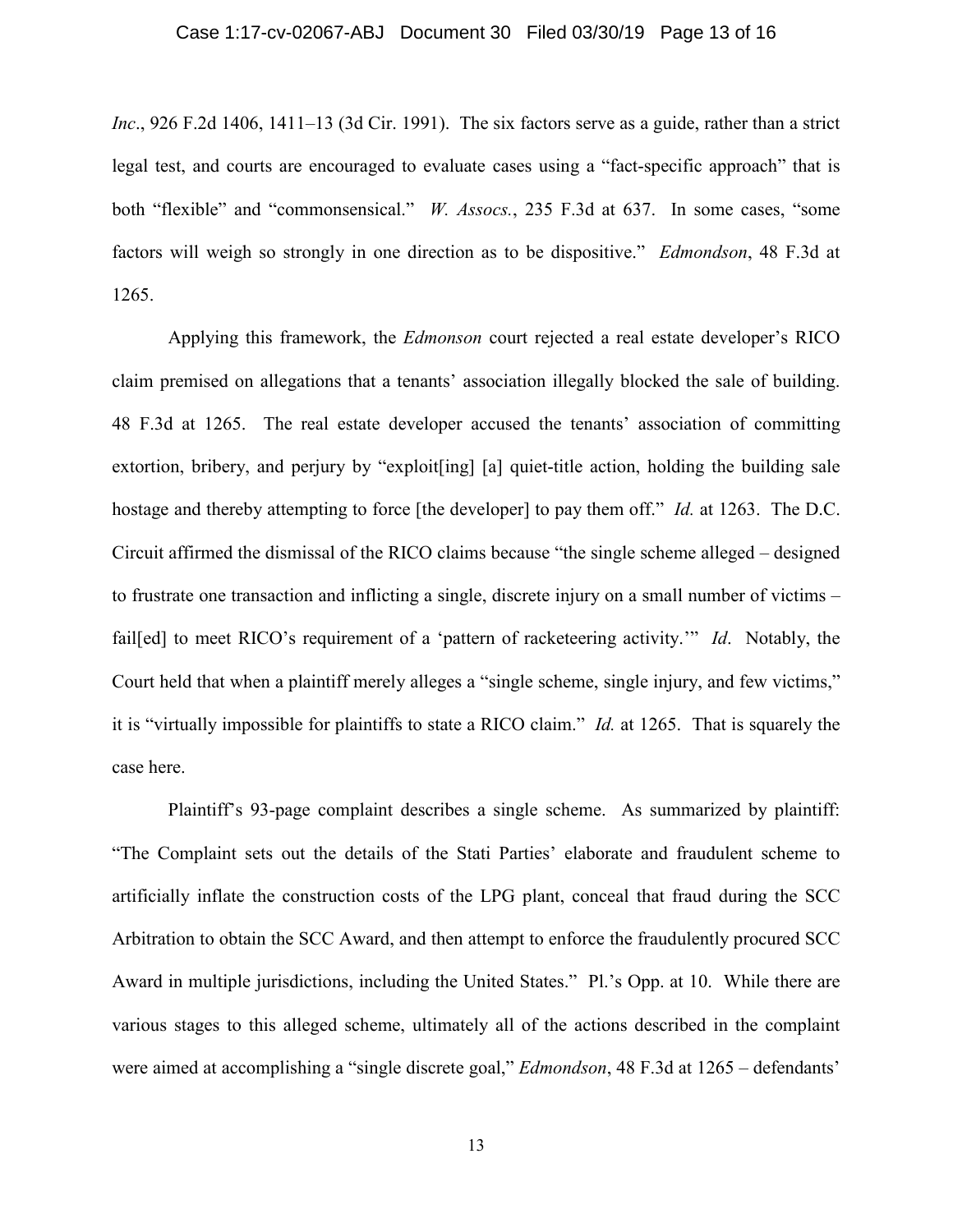*Inc*., 926 F.2d 1406, 1411–13 (3d Cir. 1991). The six factors serve as a guide, rather than a strict legal test, and courts are encouraged to evaluate cases using a "fact-specific approach" that is both "flexible" and "commonsensical." *W. Assocs.*, 235 F.3d at 637. In some cases, "some factors will weigh so strongly in one direction as to be dispositive." *Edmondson*, 48 F.3d at 1265.

Applying this framework, the *Edmonson* court rejected a real estate developer's RICO claim premised on allegations that a tenants' association illegally blocked the sale of building. 48 F.3d at 1265. The real estate developer accused the tenants' association of committing extortion, bribery, and perjury by "exploit[ing] [a] quiet-title action, holding the building sale hostage and thereby attempting to force [the developer] to pay them off." *Id.* at 1263. The D.C. Circuit affirmed the dismissal of the RICO claims because "the single scheme alleged – designed to frustrate one transaction and inflicting a single, discrete injury on a small number of victims – fail[ed] to meet RICO's requirement of a 'pattern of racketeering activity.'" *Id*. Notably, the Court held that when a plaintiff merely alleges a "single scheme, single injury, and few victims," it is "virtually impossible for plaintiffs to state a RICO claim." *Id.* at 1265. That is squarely the case here.

Plaintiff's 93-page complaint describes a single scheme. As summarized by plaintiff: "The Complaint sets out the details of the Stati Parties' elaborate and fraudulent scheme to artificially inflate the construction costs of the LPG plant, conceal that fraud during the SCC Arbitration to obtain the SCC Award, and then attempt to enforce the fraudulently procured SCC Award in multiple jurisdictions, including the United States." Pl.'s Opp. at 10. While there are various stages to this alleged scheme, ultimately all of the actions described in the complaint were aimed at accomplishing a "single discrete goal," *Edmondson*, 48 F.3d at 1265 – defendants'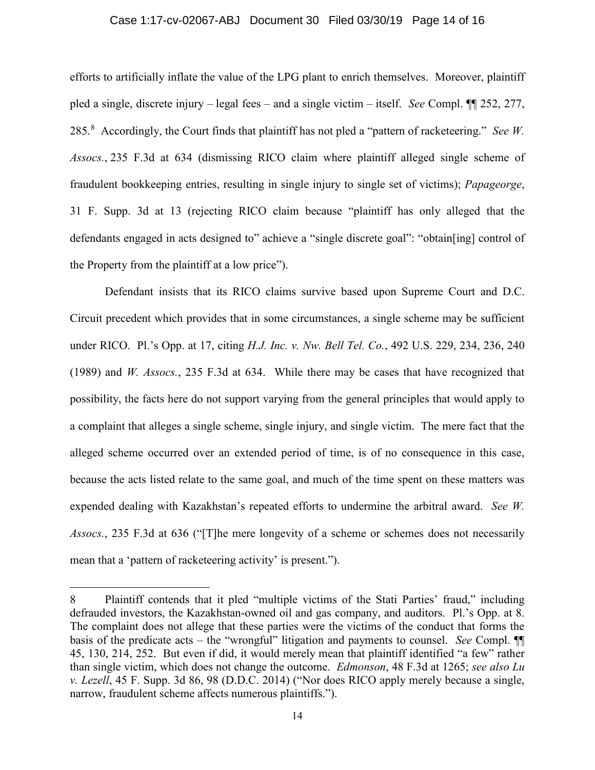efforts to artificially inflate the value of the LPG plant to enrich themselves. Moreover, plaintiff pled a single, discrete injury – legal fees – and a single victim – itself. *See* Compl. ¶¶ 252, 277, 285.[8] Accordingly, the Court finds that plaintiff has not pled a "pattern of racketeering." *See W. Assocs.*, 235 F.3d at 634 (dismissing RICO claim where plaintiff alleged single scheme of fraudulent bookkeeping entries, resulting in single injury to single set of victims); *Papageorge*, 31 F. Supp. 3d at 13 (rejecting RICO claim because "plaintiff has only alleged that the defendants engaged in acts designed to" achieve a "single discrete goal": "obtain[ing] control of the Property from the plaintiff at a low price").

Defendant insists that its RICO claims survive based upon Supreme Court and D.C. Circuit precedent which provides that in some circumstances, a single scheme may be sufficient under RICO. Pl.'s Opp. at 17, citing *H.J. Inc. v. Nw. Bell Tel. Co.*, 492 U.S. 229, 234, 236, 240 (1989) and *W. Assocs.*, 235 F.3d at 634. While there may be cases that have recognized that possibility, the facts here do not support varying from the general principles that would apply to a complaint that alleges a single scheme, single injury, and single victim. The mere fact that the alleged scheme occurred over an extended period of time, is of no consequence in this case, because the acts listed relate to the same goal, and much of the time spent on these matters was expended dealing with Kazakhstan's repeated efforts to undermine the arbitral award. *See W. Assocs.*, 235 F.3d at 636 ("[T]he mere longevity of a scheme or schemes does not necessarily mean that a 'pattern of racketeering activity' is present.").

---

8 Plaintiff contends that it pled "multiple victims of the Stati Parties' fraud," including defrauded investors, the Kazakhstan-owned oil and gas company, and auditors. Pl.'s Opp. at 8. The complaint does not allege that these parties were the victims of the conduct that forms the basis of the predicate acts – the "wrongful" litigation and payments to counsel. *See* Compl. ¶¶ 45, 130, 214, 252. But even if did, it would merely mean that plaintiff identified "a few" rather than single victim, which does not change the outcome. *Edmonson*, 48 F.3d at 1265; *see also Lu v. Lezell*, 45 F. Supp. 3d 86, 98 (D.D.C. 2014) ("Nor does RICO apply merely because a single, narrow, fraudulent scheme affects numerous plaintiffs.").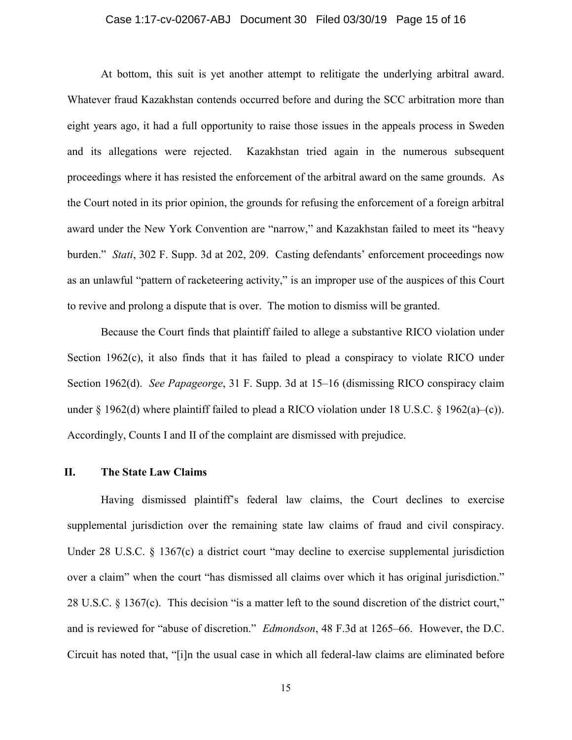At bottom, this suit is yet another attempt to relitigate the underlying arbitral award. Whatever fraud Kazakhstan contends occurred before and during the SCC arbitration more than eight years ago, it had a full opportunity to raise those issues in the appeals process in Sweden and its allegations were rejected. Kazakhstan tried again in the numerous subsequent proceedings where it has resisted the enforcement of the arbitral award on the same grounds. As the Court noted in its prior opinion, the grounds for refusing the enforcement of a foreign arbitral award under the New York Convention are "narrow," and Kazakhstan failed to meet its "heavy burden." *Stati*, 302 F. Supp. 3d at 202, 209. Casting defendants' enforcement proceedings now as an unlawful "pattern of racketeering activity," is an improper use of the auspices of this Court to revive and prolong a dispute that is over. The motion to dismiss will be granted.

Because the Court finds that plaintiff failed to allege a substantive RICO violation under Section 1962(c), it also finds that it has failed to plead a conspiracy to violate RICO under Section 1962(d). *See Papageorge*, 31 F. Supp. 3d at 15–16 (dismissing RICO conspiracy claim under § 1962(d) where plaintiff failed to plead a RICO violation under 18 U.S.C. § 1962(a)–(c)). Accordingly, Counts I and II of the complaint are dismissed with prejudice.

## II. The State Law Claims

Having dismissed plaintiff's federal law claims, the Court declines to exercise supplemental jurisdiction over the remaining state law claims of fraud and civil conspiracy. Under 28 U.S.C. § 1367(c) a district court "may decline to exercise supplemental jurisdiction over a claim" when the court "has dismissed all claims over which it has original jurisdiction." 28 U.S.C. § 1367(c). This decision "is a matter left to the sound discretion of the district court," and is reviewed for "abuse of discretion." *Edmondson*, 48 F.3d at 1265–66. However, the D.C. Circuit has noted that, "[i]n the usual case in which all federal-law claims are eliminated before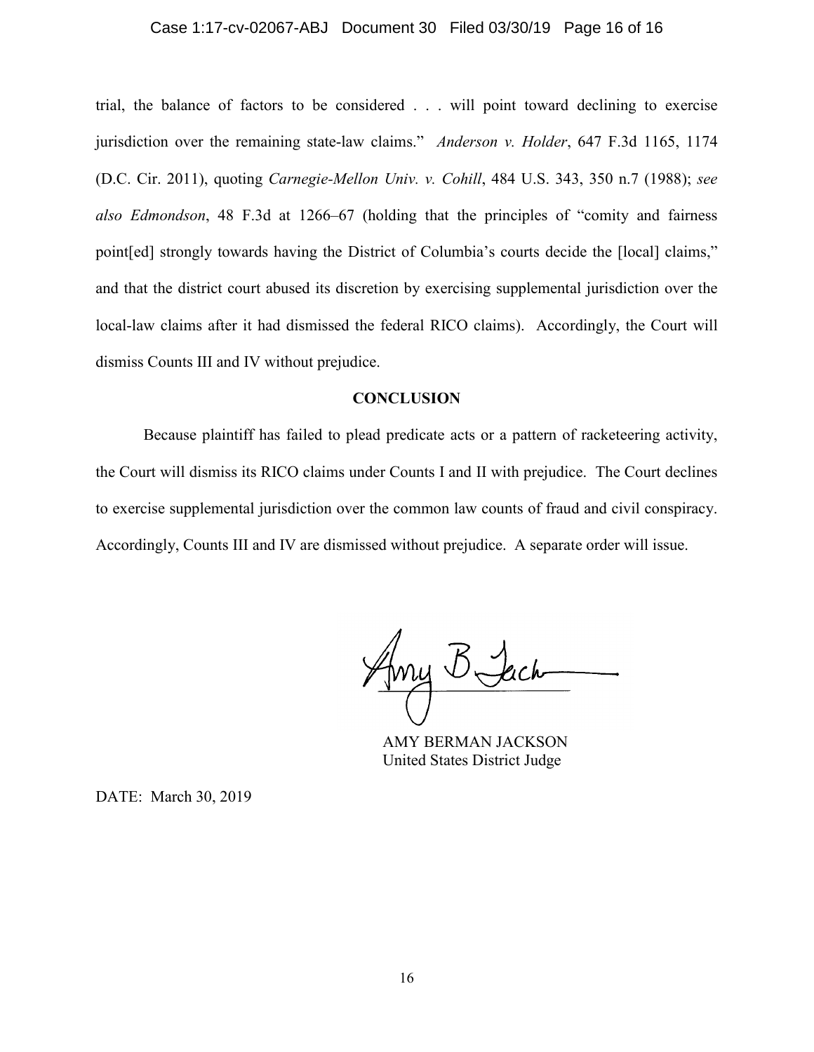trial, the balance of factors to be considered . . . will point toward declining to exercise jurisdiction over the remaining state-law claims." *Anderson v. Holder*, 647 F.3d 1165, 1174 (D.C. Cir. 2011), quoting *Carnegie-Mellon Univ. v. Cohill*, 484 U.S. 343, 350 n.7 (1988); *see also Edmondson*, 48 F.3d at 1266–67 (holding that the principles of "comity and fairness point[ed] strongly towards having the District of Columbia's courts decide the [local] claims," and that the district court abused its discretion by exercising supplemental jurisdiction over the local-law claims after it had dismissed the federal RICO claims). Accordingly, the Court will dismiss Counts III and IV without prejudice.

## CONCLUSION

Because plaintiff has failed to plead predicate acts or a pattern of racketeering activity, the Court will dismiss its RICO claims under Counts I and II with prejudice. The Court declines to exercise supplemental jurisdiction over the common law counts of fraud and civil conspiracy. Accordingly, Counts III and IV are dismissed without prejudice. A separate order will issue.

AMY BERMAN JACKSON
United States District Judge

DATE: March 30, 2019